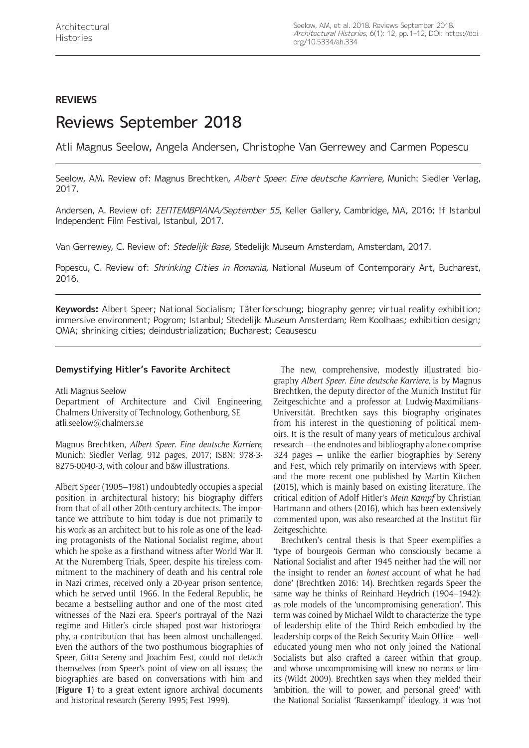**REVIEWS**

# Reviews September 2018

Atli Magnus Seelow, Angela Andersen, Christophe Van Gerrewey and Carmen Popescu

Seelow, AM. Review of: Magnus Brechtken, *Albert Speer. Eine deutsche Karriere*, Munich: Siedler Verlag, 2017.

Andersen, A. Review of: *ΣΕΠΤΕΜΒΡΙΑΝΑ/September 55*, Keller Gallery, Cambridge, MA, 2016; !f Istanbul Independent Film Festival, Istanbul, 2017.

Van Gerrewey, C. Review of: *Stedelijk Base*, Stedelijk Museum Amsterdam, Amsterdam, 2017.

Popescu, C. Review of: *Shrinking Cities in Romania*, National Museum of Contemporary Art, Bucharest, 2016.

**Keywords:** Albert Speer; National Socialism; Täterforschung; biography genre; virtual reality exhibition; immersive environment; Pogrom; Istanbul; Stedelijk Museum Amsterdam; Rem Koolhaas; exhibition design; OMA; shrinking cities; deindustrialization; Bucharest; Ceausescu

### Demystifying Hitler's Favorite Architect

Atli Magnus Seelow
Department of Architecture and Civil Engineering, Chalmers University of Technology, Gothenburg, SE
atli.seelow@chalmers.se

Magnus Brechtken, *Albert Speer. Eine deutsche Karriere*, Munich: Siedler Verlag, 912 pages, 2017; ISBN: 978-3-8275-0040-3, with colour and b&w illustrations.

Albert Speer (1905–1981) undoubtedly occupies a special position in architectural history; his biography differs from that of all other 20th-century architects. The importance we attribute to him today is due not primarily to his work as an architect but to his role as one of the leading protagonists of the National Socialist regime, about which he spoke as a firsthand witness after World War II. At the Nuremberg Trials, Speer, despite his tireless commitment to the machinery of death and his central role in Nazi crimes, received only a 20-year prison sentence, which he served until 1966. In the Federal Republic, he became a bestselling author and one of the most cited witnesses of the Nazi era. Speer's portrayal of the Nazi regime and Hitler's circle shaped post-war historiography, a contribution that has been almost unchallenged. Even the authors of the two posthumous biographies of Speer, Gitta Sereny and Joachim Fest, could not detach themselves from Speer's point of view on all issues; the biographies are based on conversations with him and (**Figure 1**) to a great extent ignore archival documents and historical research (Sereny 1995; Fest 1999).

The new, comprehensive, modestly illustrated biography *Albert Speer. Eine deutsche Karriere*, is by Magnus Brechtken, the deputy director of the Munich Institut für Zeitgeschichte and a professor at Ludwig-Maximilians-Universität. Brechtken says this biography originates from his interest in the questioning of political memoirs. It is the result of many years of meticulous archival research — the endnotes and bibliography alone comprise 324 pages — unlike the earlier biographies by Sereny and Fest, which rely primarily on interviews with Speer, and the more recent one published by Martin Kitchen (2015), which is mainly based on existing literature. The critical edition of Adolf Hitler's *Mein Kampf* by Christian Hartmann and others (2016), which has been extensively commented upon, was also researched at the Institut für Zeitgeschichte.

Brechtken's central thesis is that Speer exemplifies a 'type of bourgeois German who consciously became a National Socialist and after 1945 neither had the will nor the insight to render an *honest* account of what he had done' (Brechtken 2016: 14). Brechtken regards Speer the same way he thinks of Reinhard Heydrich (1904–1942): as role models of the 'uncompromising generation'. This term was coined by Michael Wildt to characterize the type of leadership elite of the Third Reich embodied by the leadership corps of the Reich Security Main Office — well-educated young men who not only joined the National Socialists but also crafted a career within that group, and whose uncompromising will knew no norms or limits (Wildt 2009). Brechtken says when they melded their 'ambition, the will to power, and personal greed' with the National Socialist 'Rassenkampf' ideology, it was 'not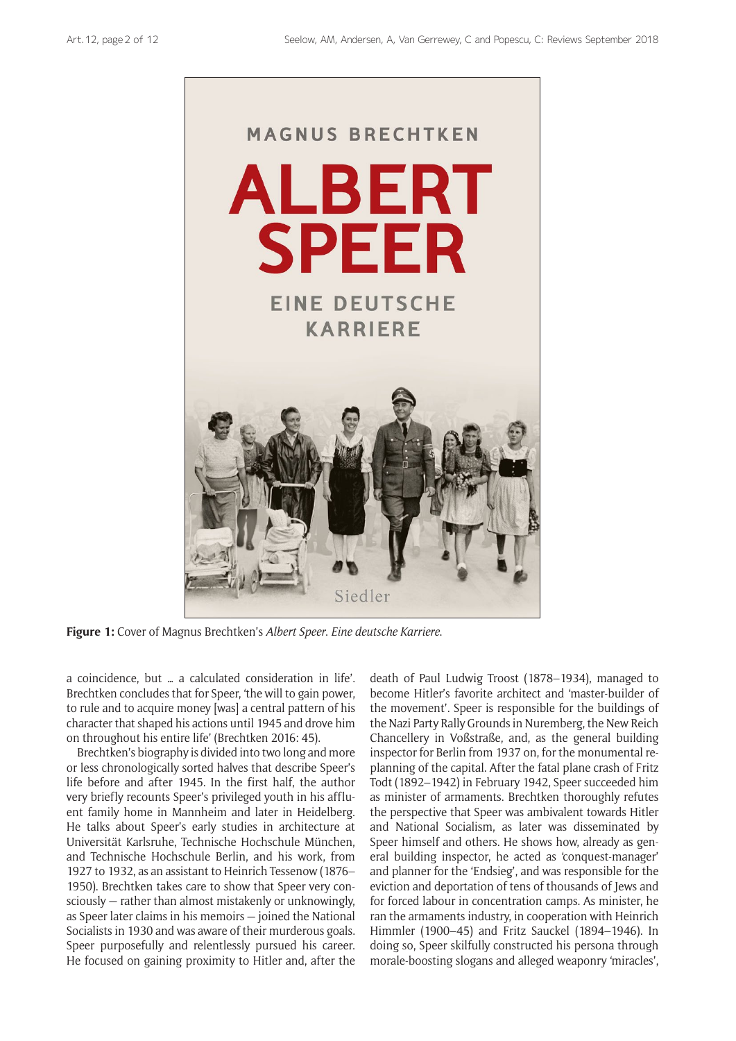**Figure 1:** Cover of Magnus Brechtken's *Albert Speer. Eine deutsche Karriere.*

a coincidence, but … a calculated consideration in life'. Brechtken concludes that for Speer, 'the will to gain power, to rule and to acquire money [was] a central pattern of his character that shaped his actions until 1945 and drove him on throughout his entire life' (Brechtken 2016: 45).

Brechtken's biography is divided into two long and more or less chronologically sorted halves that describe Speer's life before and after 1945. In the first half, the author very briefly recounts Speer's privileged youth in his affluent family home in Mannheim and later in Heidelberg. He talks about Speer's early studies in architecture at Universität Karlsruhe, Technische Hochschule München, and Technische Hochschule Berlin, and his work, from 1927 to 1932, as an assistant to Heinrich Tessenow (1876–1950). Brechtken takes care to show that Speer very consciously — rather than almost mistakenly or unknowingly, as Speer later claims in his memoirs — joined the National Socialists in 1930 and was aware of their murderous goals. Speer purposefully and relentlessly pursued his career. He focused on gaining proximity to Hitler and, after the death of Paul Ludwig Troost (1878–1934), managed to become Hitler's favorite architect and 'master-builder of the movement'. Speer is responsible for the buildings of the Nazi Party Rally Grounds in Nuremberg, the New Reich Chancellery in Voßstraße, and, as the general building inspector for Berlin from 1937 on, for the monumental re-planning of the capital. After the fatal plane crash of Fritz Todt (1892–1942) in February 1942, Speer succeeded him as minister of armaments. Brechtken thoroughly refutes the perspective that Speer was ambivalent towards Hitler and National Socialism, as later was disseminated by Speer himself and others. He shows how, already as general building inspector, he acted as 'conquest-manager' and planner for the 'Endsieg', and was responsible for the eviction and deportation of tens of thousands of Jews and for forced labour in concentration camps. As minister, he ran the armaments industry, in cooperation with Heinrich Himmler (1900–45) and Fritz Sauckel (1894–1946). In doing so, Speer skilfully constructed his persona through morale-boosting slogans and alleged weaponry 'miracles',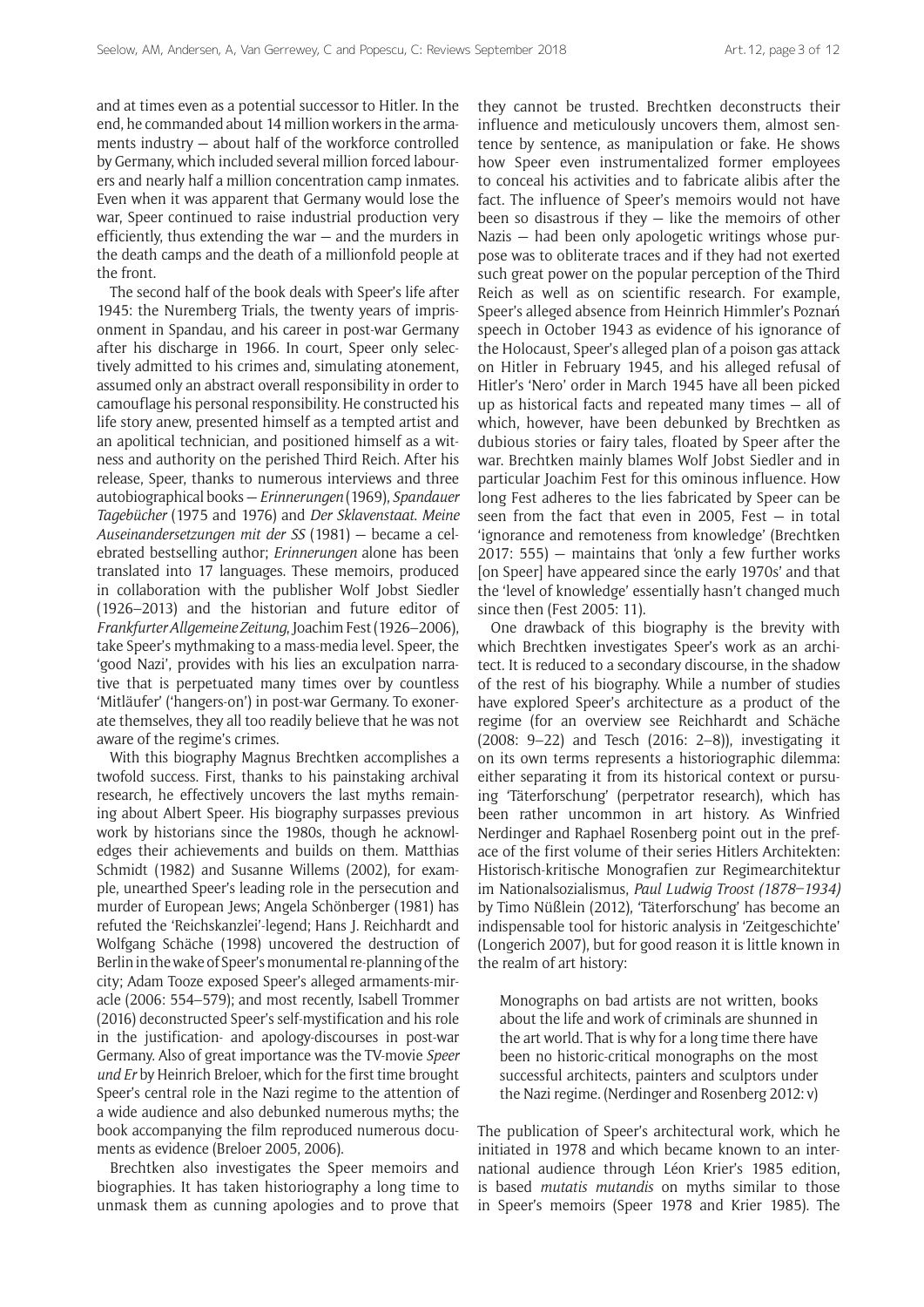and at times even as a potential successor to Hitler. In the end, he commanded about 14 million workers in the armaments industry — about half of the workforce controlled by Germany, which included several million forced labourers and nearly half a million concentration camp inmates. Even when it was apparent that Germany would lose the war, Speer continued to raise industrial production very efficiently, thus extending the war — and the murders in the death camps and the death of a millionfold people at the front.

The second half of the book deals with Speer's life after 1945: the Nuremberg Trials, the twenty years of imprisonment in Spandau, and his career in post-war Germany after his discharge in 1966. In court, Speer only selectively admitted to his crimes and, simulating atonement, assumed only an abstract overall responsibility in order to camouflage his personal responsibility. He constructed his life story anew, presented himself as a tempted artist and an apolitical technician, and positioned himself as a witness and authority on the perished Third Reich. After his release, Speer, thanks to numerous interviews and three autobiographical books — *Erinnerungen* (1969), *Spandauer Tagebücher* (1975 and 1976) and *Der Sklavenstaat. Meine Auseinandersetzungen mit der SS* (1981) — became a celebrated bestselling author; *Erinnerungen* alone has been translated into 17 languages. These memoirs, produced in collaboration with the publisher Wolf Jobst Siedler (1926–2013) and the historian and future editor of *Frankfurter Allgemeine Zeitung*, Joachim Fest (1926–2006), take Speer's mythmaking to a mass-media level. Speer, the 'good Nazi', provides with his lies an exculpation narrative that is perpetuated many times over by countless 'Mitläufer' ('hangers-on') in post-war Germany. To exonerate themselves, they all too readily believe that he was not aware of the regime's crimes.

With this biography Magnus Brechtken accomplishes a twofold success. First, thanks to his painstaking archival research, he effectively uncovers the last myths remaining about Albert Speer. His biography surpasses previous work by historians since the 1980s, though he acknowledges their achievements and builds on them. Matthias Schmidt (1982) and Susanne Willems (2002), for example, unearthed Speer's leading role in the persecution and murder of European Jews; Angela Schönberger (1981) has refuted the 'Reichskanzlei'-legend; Hans J. Reichhardt and Wolfgang Schäche (1998) uncovered the destruction of Berlin in the wake of Speer's monumental re-planning of the city; Adam Tooze exposed Speer's alleged armaments-miracle (2006: 554–579); and most recently, Isabell Trommer (2016) deconstructed Speer's self-mystification and his role in the justification- and apology-discourses in post-war Germany. Also of great importance was the TV-movie *Speer und Er* by Heinrich Breloer, which for the first time brought Speer's central role in the Nazi regime to the attention of a wide audience and also debunked numerous myths; the book accompanying the film reproduced numerous documents as evidence (Breloer 2005, 2006).

Brechtken also investigates the Speer memoirs and biographies. It has taken historiography a long time to unmask them as cunning apologies and to prove that they cannot be trusted. Brechtken deconstructs their influence and meticulously uncovers them, almost sentence by sentence, as manipulation or fake. He shows how Speer even instrumentalized former employees to conceal his activities and to fabricate alibis after the fact. The influence of Speer's memoirs would not have been so disastrous if they — like the memoirs of other Nazis — had been only apologetic writings whose purpose was to obliterate traces and if they had not exerted such great power on the popular perception of the Third Reich as well as on scientific research. For example, Speer's alleged absence from Heinrich Himmler's Poznań speech in October 1943 as evidence of his ignorance of the Holocaust, Speer's alleged plan of a poison gas attack on Hitler in February 1945, and his alleged refusal of Hitler's 'Nero' order in March 1945 have all been picked up as historical facts and repeated many times — all of which, however, have been debunked by Brechtken as dubious stories or fairy tales, floated by Speer after the war. Brechtken mainly blames Wolf Jobst Siedler and in particular Joachim Fest for this ominous influence. How long Fest adheres to the lies fabricated by Speer can be seen from the fact that even in 2005, Fest — in total 'ignorance and remoteness from knowledge' (Brechtken 2017: 555) — maintains that 'only a few further works [on Speer] have appeared since the early 1970s' and that the 'level of knowledge' essentially hasn't changed much since then (Fest 2005: 11).

One drawback of this biography is the brevity with which Brechtken investigates Speer's work as an architect. It is reduced to a secondary discourse, in the shadow of the rest of his biography. While a number of studies have explored Speer's architecture as a product of the regime (for an overview see Reichhardt and Schäche (2008: 9–22) and Tesch (2016: 2–8)), investigating it on its own terms represents a historiographic dilemma: either separating it from its historical context or pursuing 'Täterforschung' (perpetrator research), which has been rather uncommon in art history. As Winfried Nerdinger and Raphael Rosenberg point out in the preface of the first volume of their series Hitlers Architekten: Historisch-kritische Monografien zur Regimearchitektur im Nationalsozialismus, *Paul Ludwig Troost (1878–1934)* by Timo Nüßlein (2012), 'Täterforschung' has become an indispensable tool for historic analysis in 'Zeitgeschichte' (Longerich 2007), but for good reason it is little known in the realm of art history:

> Monographs on bad artists are not written, books about the life and work of criminals are shunned in the art world. That is why for a long time there have been no historic-critical monographs on the most successful architects, painters and sculptors under the Nazi regime. (Nerdinger and Rosenberg 2012: v)

The publication of Speer's architectural work, which he initiated in 1978 and which became known to an international audience through Léon Krier's 1985 edition, is based *mutatis mutandis* on myths similar to those in Speer's memoirs (Speer 1978 and Krier 1985). The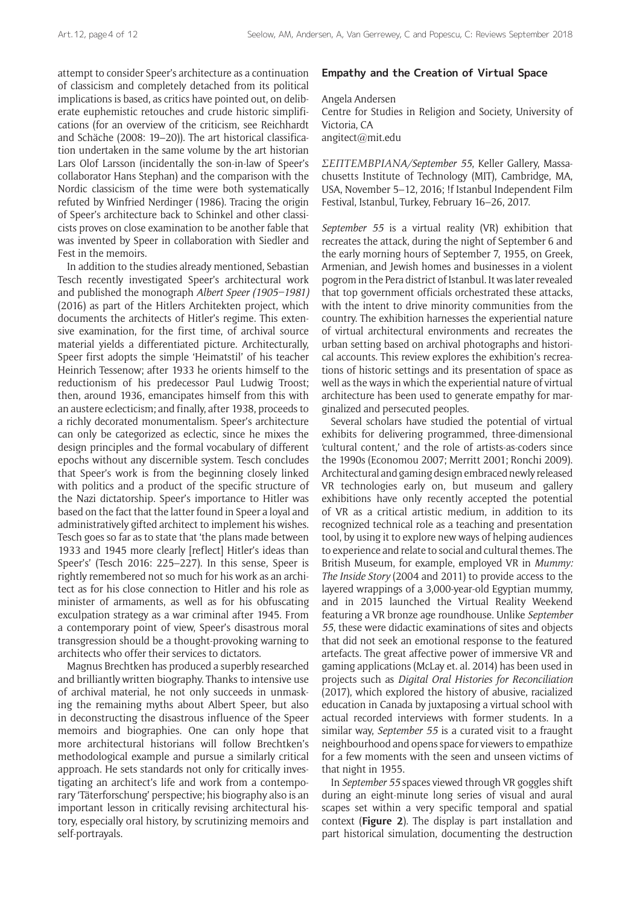attempt to consider Speer's architecture as a continuation of classicism and completely detached from its political implications is based, as critics have pointed out, on deliberate euphemistic retouches and crude historic simplifications (for an overview of the criticism, see Reichhardt and Schäche (2008: 19–20)). The art historical classification undertaken in the same volume by the art historian Lars Olof Larsson (incidentally the son-in-law of Speer's collaborator Hans Stephan) and the comparison with the Nordic classicism of the time were both systematically refuted by Winfried Nerdinger (1986). Tracing the origin of Speer's architecture back to Schinkel and other classicists proves on close examination to be another fable that was invented by Speer in collaboration with Siedler and Fest in the memoirs.

In addition to the studies already mentioned, Sebastian Tesch recently investigated Speer's architectural work and published the monograph *Albert Speer (1905–1981)* (2016) as part of the Hitlers Architekten project, which documents the architects of Hitler's regime. This extensive examination, for the first time, of archival source material yields a differentiated picture. Architecturally, Speer first adopts the simple 'Heimatstil' of his teacher Heinrich Tessenow; after 1933 he orients himself to the reductionism of his predecessor Paul Ludwig Troost; then, around 1936, emancipates himself from this with an austere eclecticism; and finally, after 1938, proceeds to a richly decorated monumentalism. Speer's architecture can only be categorized as eclectic, since he mixes the design principles and the formal vocabulary of different epochs without any discernible system. Tesch concludes that Speer's work is from the beginning closely linked with politics and a product of the specific structure of the Nazi dictatorship. Speer's importance to Hitler was based on the fact that the latter found in Speer a loyal and administratively gifted architect to implement his wishes. Tesch goes so far as to state that 'the plans made between 1933 and 1945 more clearly [reflect] Hitler's ideas than Speer's' (Tesch 2016: 225–227). In this sense, Speer is rightly remembered not so much for his work as an architect as for his close connection to Hitler and his role as minister of armaments, as well as for his obfuscating exculpation strategy as a war criminal after 1945. From a contemporary point of view, Speer's disastrous moral transgression should be a thought-provoking warning to architects who offer their services to dictators.

Magnus Brechtken has produced a superbly researched and brilliantly written biography. Thanks to intensive use of archival material, he not only succeeds in unmasking the remaining myths about Albert Speer, but also in deconstructing the disastrous influence of the Speer memoirs and biographies. One can only hope that more architectural historians will follow Brechtken's methodological example and pursue a similarly critical approach. He sets standards not only for critically investigating an architect's life and work from a contemporary 'Täterforschung' perspective; his biography also is an important lesson in critically revising architectural history, especially oral history, by scrutinizing memoirs and self-portrayals.

## Empathy and the Creation of Virtual Space

Angela Andersen
Centre for Studies in Religion and Society, University of Victoria, CA
angitect@mit.edu

*ΣΕΠΤΕΜΒΡΙΑΝΑ/September 55*, Keller Gallery, Massachusetts Institute of Technology (MIT), Cambridge, MA, USA, November 5–12, 2016; !f Istanbul Independent Film Festival, Istanbul, Turkey, February 16–26, 2017.

*September 55* is a virtual reality (VR) exhibition that recreates the attack, during the night of September 6 and the early morning hours of September 7, 1955, on Greek, Armenian, and Jewish homes and businesses in a violent pogrom in the Pera district of Istanbul. It was later revealed that top government officials orchestrated these attacks, with the intent to drive minority communities from the country. The exhibition harnesses the experiential nature of virtual architectural environments and recreates the urban setting based on archival photographs and historical accounts. This review explores the exhibition's recreations of historic settings and its presentation of space as well as the ways in which the experiential nature of virtual architecture has been used to generate empathy for marginalized and persecuted peoples.

Several scholars have studied the potential of virtual exhibits for delivering programmed, three-dimensional 'cultural content,' and the role of artists-as-coders since the 1990s (Economou 2007; Merritt 2001; Ronchi 2009). Architectural and gaming design embraced newly released VR technologies early on, but museum and gallery exhibitions have only recently accepted the potential of VR as a critical artistic medium, in addition to its recognized technical role as a teaching and presentation tool, by using it to explore new ways of helping audiences to experience and relate to social and cultural themes. The British Museum, for example, employed VR in *Mummy: The Inside Story* (2004 and 2011) to provide access to the layered wrappings of a 3,000-year-old Egyptian mummy, and in 2015 launched the Virtual Reality Weekend featuring a VR bronze age roundhouse. Unlike *September 55*, these were didactic examinations of sites and objects that did not seek an emotional response to the featured artefacts. The great affective power of immersive VR and gaming applications (McLay et. al. 2014) has been used in projects such as *Digital Oral Histories for Reconciliation* (2017), which explored the history of abusive, racialized education in Canada by juxtaposing a virtual school with actual recorded interviews with former students. In a similar way, *September 55* is a curated visit to a fraught neighbourhood and opens space for viewers to empathize for a few moments with the seen and unseen victims of that night in 1955.

In *September 55* spaces viewed through VR goggles shift during an eight-minute long series of visual and aural scapes set within a very specific temporal and spatial context (**Figure 2**). The display is part installation and part historical simulation, documenting the destruction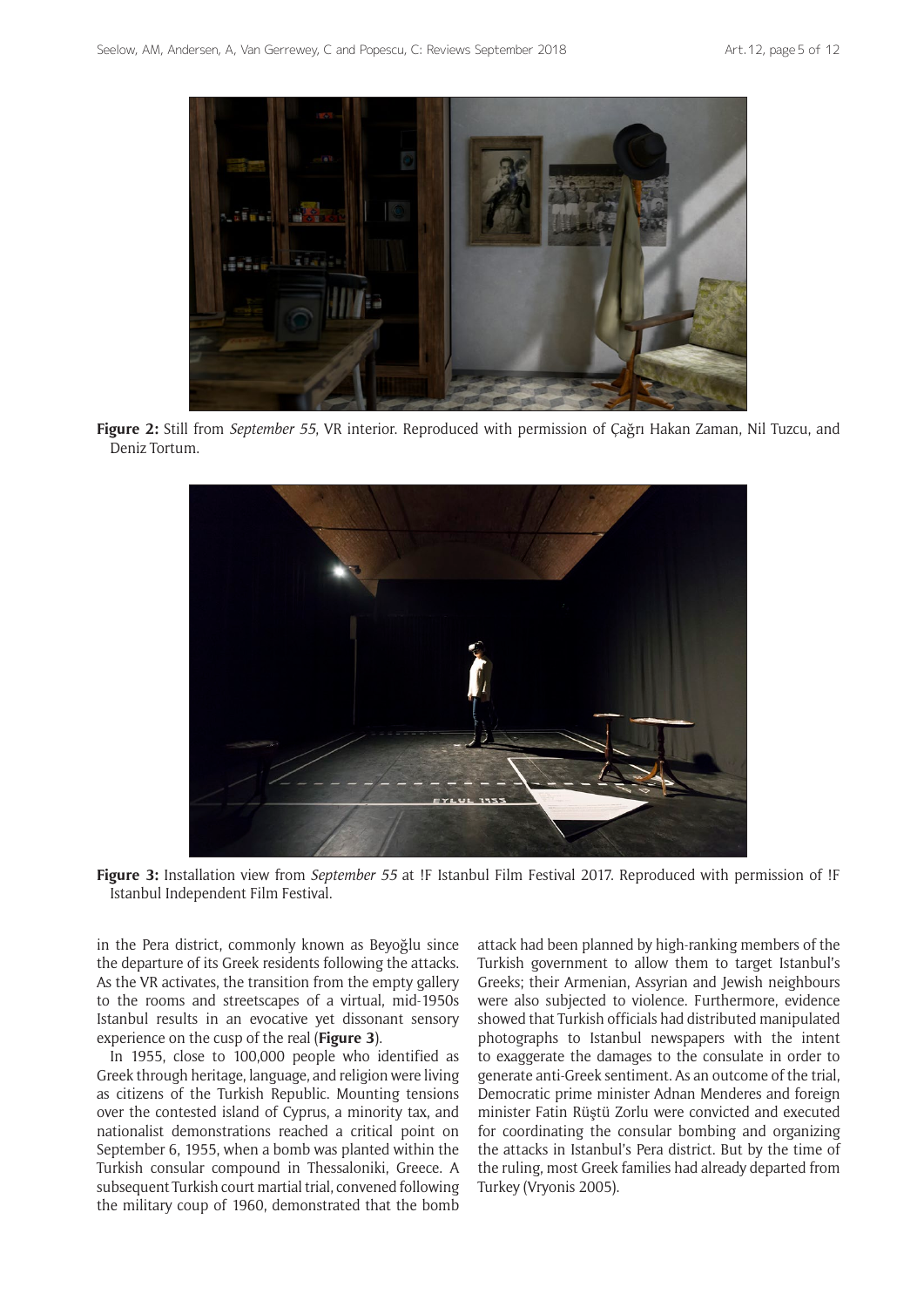**Figure 2:** Still from *September 55*, VR interior. Reproduced with permission of Çağrı Hakan Zaman, Nil Tuzcu, and Deniz Tortum.

**Figure 3:** Installation view from *September 55* at !F Istanbul Film Festival 2017. Reproduced with permission of !F Istanbul Independent Film Festival.

in the Pera district, commonly known as Beyoğlu since the departure of its Greek residents following the attacks. As the VR activates, the transition from the empty gallery to the rooms and streetscapes of a virtual, mid-1950s Istanbul results in an evocative yet dissonant sensory experience on the cusp of the real (**Figure 3**).

In 1955, close to 100,000 people who identified as Greek through heritage, language, and religion were living as citizens of the Turkish Republic. Mounting tensions over the contested island of Cyprus, a minority tax, and nationalist demonstrations reached a critical point on September 6, 1955, when a bomb was planted within the Turkish consular compound in Thessaloniki, Greece. A subsequent Turkish court martial trial, convened following the military coup of 1960, demonstrated that the bomb attack had been planned by high-ranking members of the Turkish government to allow them to target Istanbul's Greeks; their Armenian, Assyrian and Jewish neighbours were also subjected to violence. Furthermore, evidence showed that Turkish officials had distributed manipulated photographs to Istanbul newspapers with the intent to exaggerate the damages to the consulate in order to generate anti-Greek sentiment. As an outcome of the trial, Democratic prime minister Adnan Menderes and foreign minister Fatin Rüştü Zorlu were convicted and executed for coordinating the consular bombing and organizing the attacks in Istanbul's Pera district. But by the time of the ruling, most Greek families had already departed from Turkey (Vryonis 2005).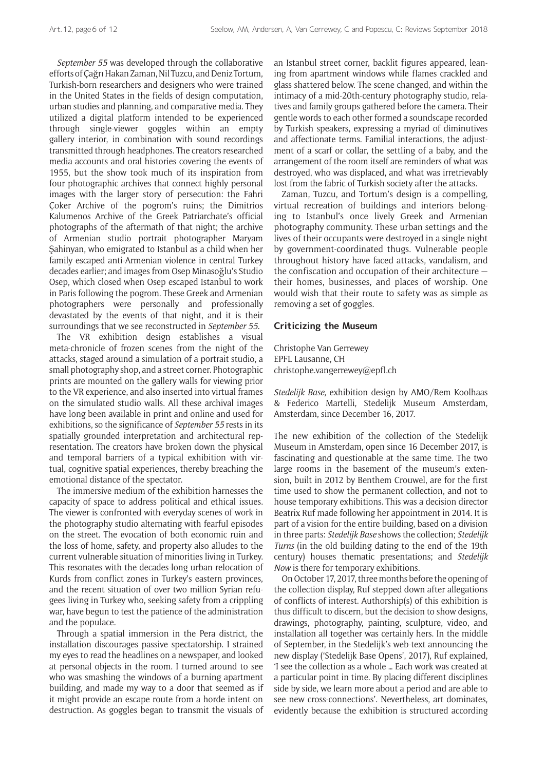*September 55* was developed through the collaborative efforts of Çağrı Hakan Zaman, Nil Tuzcu, and Deniz Tortum, Turkish-born researchers and designers who were trained in the United States in the fields of design computation, urban studies and planning, and comparative media. They utilized a digital platform intended to be experienced through single-viewer goggles within an empty gallery interior, in combination with sound recordings transmitted through headphones. The creators researched media accounts and oral histories covering the events of 1955, but the show took much of its inspiration from four photographic archives that connect highly personal images with the larger story of persecution: the Fahri Çoker Archive of the pogrom's ruins; the Dimitrios Kalumenos Archive of the Greek Patriarchate's official photographs of the aftermath of that night; the archive of Armenian studio portrait photographer Maryam Şahinyan, who emigrated to Istanbul as a child when her family escaped anti-Armenian violence in central Turkey decades earlier; and images from Osep Minasoğlu's Studio Osep, which closed when Osep escaped Istanbul to work in Paris following the pogrom. These Greek and Armenian photographers were personally and professionally devastated by the events of that night, and it is their surroundings that we see reconstructed in *September 55*.

The VR exhibition design establishes a visual meta-chronicle of frozen scenes from the night of the attacks, staged around a simulation of a portrait studio, a small photography shop, and a street corner. Photographic prints are mounted on the gallery walls for viewing prior to the VR experience, and also inserted into virtual frames on the simulated studio walls. All these archival images have long been available in print and online and used for exhibitions, so the significance of *September 55* rests in its spatially grounded interpretation and architectural representation. The creators have broken down the physical and temporal barriers of a typical exhibition with virtual, cognitive spatial experiences, thereby breaching the emotional distance of the spectator.

The immersive medium of the exhibition harnesses the capacity of space to address political and ethical issues. The viewer is confronted with everyday scenes of work in the photography studio alternating with fearful episodes on the street. The evocation of both economic ruin and the loss of home, safety, and property also alludes to the current vulnerable situation of minorities living in Turkey. This resonates with the decades-long urban relocation of Kurds from conflict zones in Turkey's eastern provinces, and the recent situation of over two million Syrian refugees living in Turkey who, seeking safety from a crippling war, have begun to test the patience of the administration and the populace.

Through a spatial immersion in the Pera district, the installation discourages passive spectatorship. I strained my eyes to read the headlines on a newspaper, and looked at personal objects in the room. I turned around to see who was smashing the windows of a burning apartment building, and made my way to a door that seemed as if it might provide an escape route from a horde intent on destruction. As goggles began to transmit the visuals of an Istanbul street corner, backlit figures appeared, leaning from apartment windows while flames crackled and glass shattered below. The scene changed, and within the intimacy of a mid-20th-century photography studio, relatives and family groups gathered before the camera. Their gentle words to each other formed a soundscape recorded by Turkish speakers, expressing a myriad of diminutives and affectionate terms. Familial interactions, the adjustment of a scarf or collar, the settling of a baby, and the arrangement of the room itself are reminders of what was destroyed, who was displaced, and what was irretrievably lost from the fabric of Turkish society after the attacks.

Zaman, Tuzcu, and Tortum's design is a compelling, virtual recreation of buildings and interiors belonging to Istanbul's once lively Greek and Armenian photography community. These urban settings and the lives of their occupants were destroyed in a single night by government-coordinated thugs. Vulnerable people throughout history have faced attacks, vandalism, and the confiscation and occupation of their architecture — their homes, businesses, and places of worship. One would wish that their route to safety was as simple as removing a set of goggles.

## Criticizing the Museum

Christophe Van Gerrewey
EPFL Lausanne, CH
christophe.vangerrewey@epfl.ch

*Stedelijk Base*, exhibition design by AMO/Rem Koolhaas & Federico Martelli, Stedelijk Museum Amsterdam, Amsterdam, since December 16, 2017.

The new exhibition of the collection of the Stedelijk Museum in Amsterdam, open since 16 December 2017, is fascinating and questionable at the same time. The two large rooms in the basement of the museum's extension, built in 2012 by Benthem Crouwel, are for the first time used to show the permanent collection, and not to house temporary exhibitions. This was a decision director Beatrix Ruf made following her appointment in 2014. It is part of a vision for the entire building, based on a division in three parts: *Stedelijk Base* shows the collection; *Stedelijk Turns* (in the old building dating to the end of the 19th century) houses thematic presentations; and *Stedelijk Now* is there for temporary exhibitions.

On October 17, 2017, three months before the opening of the collection display, Ruf stepped down after allegations of conflicts of interest. Authorship(s) of this exhibition is thus difficult to discern, but the decision to show designs, drawings, photography, painting, sculpture, video, and installation all together was certainly hers. In the middle of September, in the Stedelijk's web-text announcing the new display ('Stedelijk Base Opens', 2017), Ruf explained, 'I see the collection as a whole … Each work was created at a particular point in time. By placing different disciplines side by side, we learn more about a period and are able to see new cross-connections'. Nevertheless, art dominates, evidently because the exhibition is structured according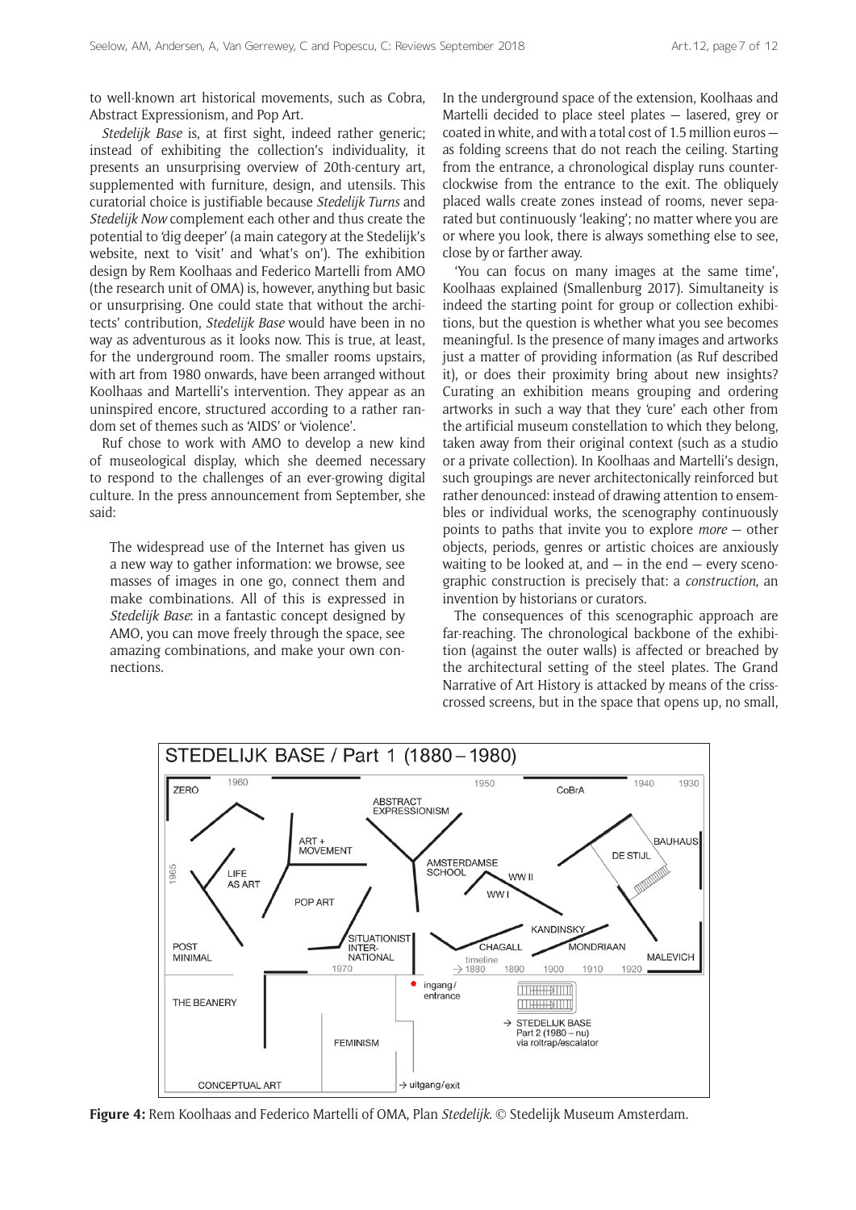to well-known art historical movements, such as Cobra, Abstract Expressionism, and Pop Art.

*Stedelijk Base* is, at first sight, indeed rather generic; instead of exhibiting the collection's individuality, it presents an unsurprising overview of 20th-century art, supplemented with furniture, design, and utensils. This curatorial choice is justifiable because *Stedelijk Turns* and *Stedelijk Now* complement each other and thus create the potential to 'dig deeper' (a main category at the Stedelijk's website, next to 'visit' and 'what's on'). The exhibition design by Rem Koolhaas and Federico Martelli from AMO (the research unit of OMA) is, however, anything but basic or unsurprising. One could state that without the architects' contribution, *Stedelijk Base* would have been in no way as adventurous as it looks now. This is true, at least, for the underground room. The smaller rooms upstairs, with art from 1980 onwards, have been arranged without Koolhaas and Martelli's intervention. They appear as an uninspired encore, structured according to a rather random set of themes such as 'AIDS' or 'violence'.

Ruf chose to work with AMO to develop a new kind of museological display, which she deemed necessary to respond to the challenges of an ever-growing digital culture. In the press announcement from September, she said:

> The widespread use of the Internet has given us a new way to gather information: we browse, see masses of images in one go, connect them and make combinations. All of this is expressed in *Stedelijk Base*: in a fantastic concept designed by AMO, you can move freely through the space, see amazing combinations, and make your own connections.

In the underground space of the extension, Koolhaas and Martelli decided to place steel plates — lasered, grey or coated in white, and with a total cost of 1.5 million euros — as folding screens that do not reach the ceiling. Starting from the entrance, a chronological display runs counterclockwise from the entrance to the exit. The obliquely placed walls create zones instead of rooms, never separated but continuously 'leaking'; no matter where you are or where you look, there is always something else to see, close by or farther away.

'You can focus on many images at the same time', Koolhaas explained (Smallenburg 2017). Simultaneity is indeed the starting point for group or collection exhibitions, but the question is whether what you see becomes meaningful. Is the presence of many images and artworks just a matter of providing information (as Ruf described it), or does their proximity bring about new insights? Curating an exhibition means grouping and ordering artworks in such a way that they 'cure' each other from the artificial museum constellation to which they belong, taken away from their original context (such as a studio or a private collection). In Koolhaas and Martelli's design, such groupings are never architectonically reinforced but rather denounced: instead of drawing attention to ensembles or individual works, the scenography continuously points to paths that invite you to explore *more* — other objects, periods, genres or artistic choices are anxiously waiting to be looked at, and — in the end — every scenographic construction is precisely that: a *construction*, an invention by historians or curators.

The consequences of this scenographic approach are far-reaching. The chronological backbone of the exhibition (against the outer walls) is affected or breached by the architectural setting of the steel plates. The Grand Narrative of Art History is attacked by means of the criss-crossed screens, but in the space that opens up, no small,

**Figure 4:** Rem Koolhaas and Federico Martelli of OMA, Plan *Stedelijk*. © Stedelijk Museum Amsterdam.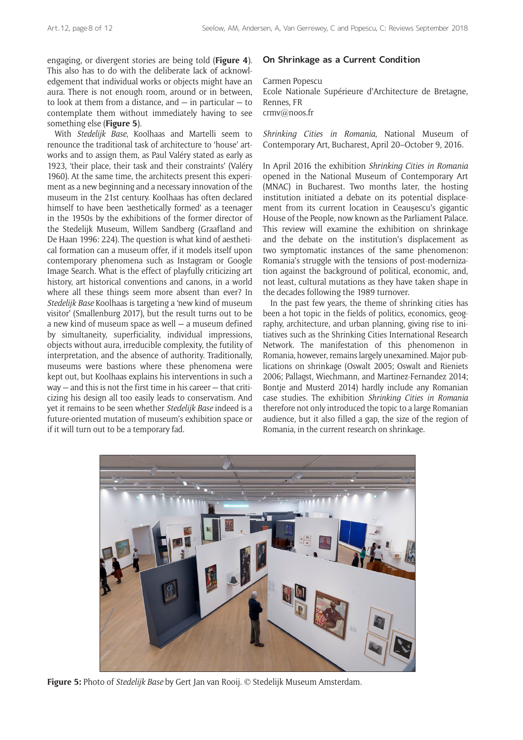engaging, or divergent stories are being told (**Figure 4**). This also has to do with the deliberate lack of acknowledgement that individual works or objects might have an aura. There is not enough room, around or in between, to look at them from a distance, and — in particular — to contemplate them without immediately having to see something else (**Figure 5**).

With *Stedelijk Base*, Koolhaas and Martelli seem to renounce the traditional task of architecture to 'house' artworks and to assign them, as Paul Valéry stated as early as 1923, 'their place, their task and their constraints' (Valéry 1960). At the same time, the architects present this experiment as a new beginning and a necessary innovation of the museum in the 21st century. Koolhaas has often declared himself to have been 'aesthetically formed' as a teenager in the 1950s by the exhibitions of the former director of the Stedelijk Museum, Willem Sandberg (Graafland and De Haan 1996: 224). The question is what kind of aesthetical formation can a museum offer, if it models itself upon contemporary phenomena such as Instagram or Google Image Search. What is the effect of playfully criticizing art history, art historical conventions and canons, in a world where all these things seem more absent than ever? In *Stedelijk Base* Koolhaas is targeting a 'new kind of museum visitor' (Smallenburg 2017), but the result turns out to be a new kind of museum space as well — a museum defined by simultaneity, superficiality, individual impressions, objects without aura, irreducible complexity, the futility of interpretation, and the absence of authority. Traditionally, museums were bastions where these phenomena were kept out, but Koolhaas explains his interventions in such a way — and this is not the first time in his career — that criticizing his design all too easily leads to conservatism. And yet it remains to be seen whether *Stedelijk Base* indeed is a future-oriented mutation of museum's exhibition space or if it will turn out to be a temporary fad.

## On Shrinkage as a Current Condition

Carmen Popescu
Ecole Nationale Supérieure d'Architecture de Bretagne, Rennes, FR
crmv@noos.fr

*Shrinking Cities in Romania*, National Museum of Contemporary Art, Bucharest, April 20–October 9, 2016.

In April 2016 the exhibition *Shrinking Cities in Romania* opened in the National Museum of Contemporary Art (MNAC) in Bucharest. Two months later, the hosting institution initiated a debate on its potential displacement from its current location in Ceaușescu's gigantic House of the People, now known as the Parliament Palace. This review will examine the exhibition on shrinkage and the debate on the institution's displacement as two symptomatic instances of the same phenomenon: Romania's struggle with the tensions of post-modernization against the background of political, economic, and, not least, cultural mutations as they have taken shape in the decades following the 1989 turnover.

In the past few years, the theme of shrinking cities has been a hot topic in the fields of politics, economics, geography, architecture, and urban planning, giving rise to initiatives such as the Shrinking Cities International Research Network. The manifestation of this phenomenon in Romania, however, remains largely unexamined. Major publications on shrinkage (Oswalt 2005; Oswalt and Rieniets 2006; Pallagst, Wiechmann, and Martinez-Fernandez 2014; Bontje and Musterd 2014) hardly include any Romanian case studies. The exhibition *Shrinking Cities in Romania* therefore not only introduced the topic to a large Romanian audience, but it also filled a gap, the size of the region of Romania, in the current research on shrinkage.

**Figure 5:** Photo of *Stedelijk Base* by Gert Jan van Rooij. © Stedelijk Museum Amsterdam.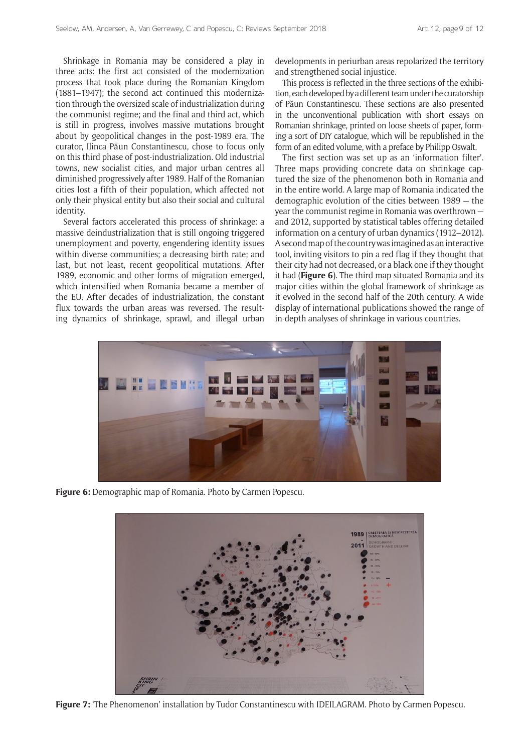Shrinkage in Romania may be considered a play in three acts: the first act consisted of the modernization process that took place during the Romanian Kingdom (1881–1947); the second act continued this modernization through the oversized scale of industrialization during the communist regime; and the final and third act, which is still in progress, involves massive mutations brought about by geopolitical changes in the post-1989 era. The curator, Ilinca Păun Constantinescu, chose to focus only on this third phase of post-industrialization. Old industrial towns, new socialist cities, and major urban centres all diminished progressively after 1989. Half of the Romanian cities lost a fifth of their population, which affected not only their physical entity but also their social and cultural identity.

Several factors accelerated this process of shrinkage: a massive deindustrialization that is still ongoing triggered unemployment and poverty, engendering identity issues within diverse communities; a decreasing birth rate; and last, but not least, recent geopolitical mutations. After 1989, economic and other forms of migration emerged, which intensified when Romania became a member of the EU. After decades of industrialization, the constant flux towards the urban areas was reversed. The resulting dynamics of shrinkage, sprawl, and illegal urban developments in periurban areas repolarized the territory and strengthened social injustice.

This process is reflected in the three sections of the exhibition, each developed by a different team under the curatorship of Păun Constantinescu. These sections are also presented in the unconventional publication with short essays on Romanian shrinkage, printed on loose sheets of paper, forming a sort of DIY catalogue, which will be republished in the form of an edited volume, with a preface by Philipp Oswalt.

The first section was set up as an 'information filter'. Three maps providing concrete data on shrinkage captured the size of the phenomenon both in Romania and in the entire world. A large map of Romania indicated the demographic evolution of the cities between 1989 — the year the communist regime in Romania was overthrown — and 2012, supported by statistical tables offering detailed information on a century of urban dynamics (1912–2012). A second map of the country was imagined as an interactive tool, inviting visitors to pin a red flag if they thought that their city had not decreased, or a black one if they thought it had (**Figure 6**). The third map situated Romania and its major cities within the global framework of shrinkage as it evolved in the second half of the 20th century. A wide display of international publications showed the range of in-depth analyses of shrinkage in various countries.

**Figure 6:** Demographic map of Romania. Photo by Carmen Popescu.

**Figure 7:** 'The Phenomenon' installation by Tudor Constantinescu with IDEILAGRAM. Photo by Carmen Popescu.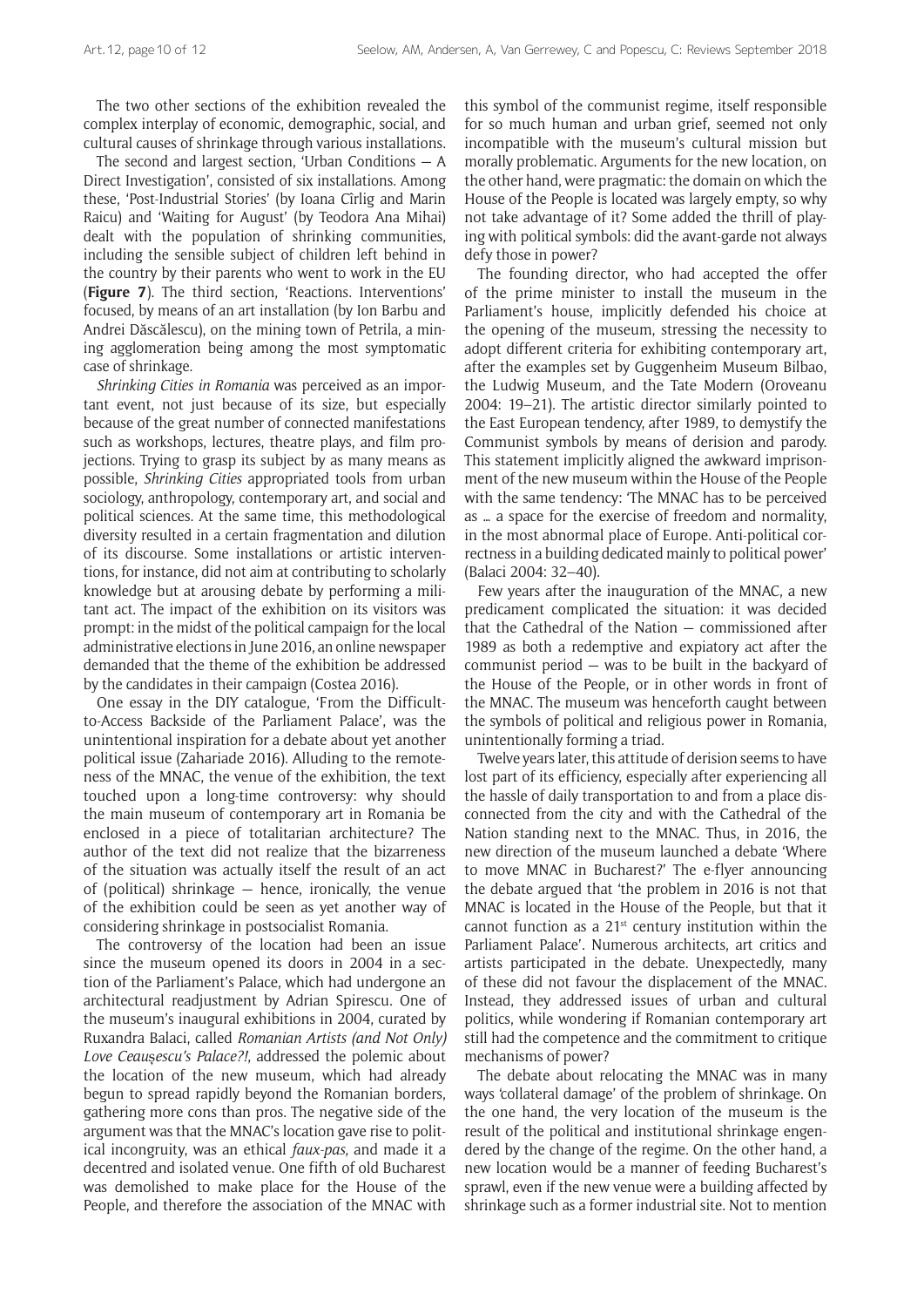The two other sections of the exhibition revealed the complex interplay of economic, demographic, social, and cultural causes of shrinkage through various installations.

The second and largest section, 'Urban Conditions — A Direct Investigation', consisted of six installations. Among these, 'Post-Industrial Stories' (by Ioana Cîrlig and Marin Raicu) and 'Waiting for August' (by Teodora Ana Mihai) dealt with the population of shrinking communities, including the sensible subject of children left behind in the country by their parents who went to work in the EU (**Figure 7**). The third section, 'Reactions. Interventions' focused, by means of an art installation (by Ion Barbu and Andrei Dăscălescu), on the mining town of Petrila, a mining agglomeration being among the most symptomatic case of shrinkage.

*Shrinking Cities in Romania* was perceived as an important event, not just because of its size, but especially because of the great number of connected manifestations such as workshops, lectures, theatre plays, and film projections. Trying to grasp its subject by as many means as possible, *Shrinking Cities* appropriated tools from urban sociology, anthropology, contemporary art, and social and political sciences. At the same time, this methodological diversity resulted in a certain fragmentation and dilution of its discourse. Some installations or artistic interventions, for instance, did not aim at contributing to scholarly knowledge but at arousing debate by performing a militant act. The impact of the exhibition on its visitors was prompt: in the midst of the political campaign for the local administrative elections in June 2016, an online newspaper demanded that the theme of the exhibition be addressed by the candidates in their campaign (Costea 2016).

One essay in the DIY catalogue, 'From the Difficult-to-Access Backside of the Parliament Palace', was the unintentional inspiration for a debate about yet another political issue (Zahariade 2016). Alluding to the remoteness of the MNAC, the venue of the exhibition, the text touched upon a long-time controversy: why should the main museum of contemporary art in Romania be enclosed in a piece of totalitarian architecture? The author of the text did not realize that the bizarreness of the situation was actually itself the result of an act of (political) shrinkage — hence, ironically, the venue of the exhibition could be seen as yet another way of considering shrinkage in postsocialist Romania.

The controversy of the location had been an issue since the museum opened its doors in 2004 in a section of the Parliament's Palace, which had undergone an architectural readjustment by Adrian Spirescu. One of the museum's inaugural exhibitions in 2004, curated by Ruxandra Balaci, called *Romanian Artists (and Not Only) Love Ceaușescu's Palace?!*, addressed the polemic about the location of the new museum, which had already begun to spread rapidly beyond the Romanian borders, gathering more cons than pros. The negative side of the argument was that the MNAC's location gave rise to political incongruity, was an ethical *faux-pas*, and made it a decentred and isolated venue. One fifth of old Bucharest was demolished to make place for the House of the People, and therefore the association of the MNAC with this symbol of the communist regime, itself responsible for so much human and urban grief, seemed not only incompatible with the museum's cultural mission but morally problematic. Arguments for the new location, on the other hand, were pragmatic: the domain on which the House of the People is located was largely empty, so why not take advantage of it? Some added the thrill of playing with political symbols: did the avant-garde not always defy those in power?

The founding director, who had accepted the offer of the prime minister to install the museum in the Parliament's house, implicitly defended his choice at the opening of the museum, stressing the necessity to adopt different criteria for exhibiting contemporary art, after the examples set by Guggenheim Museum Bilbao, the Ludwig Museum, and the Tate Modern (Oroveanu 2004: 19–21). The artistic director similarly pointed to the East European tendency, after 1989, to demystify the Communist symbols by means of derision and parody. This statement implicitly aligned the awkward imprisonment of the new museum within the House of the People with the same tendency: 'The MNAC has to be perceived as … a space for the exercise of freedom and normality, in the most abnormal place of Europe. Anti-political correctness in a building dedicated mainly to political power' (Balaci 2004: 32–40).

Few years after the inauguration of the MNAC, a new predicament complicated the situation: it was decided that the Cathedral of the Nation — commissioned after 1989 as both a redemptive and expiatory act after the communist period — was to be built in the backyard of the House of the People, or in other words in front of the MNAC. The museum was henceforth caught between the symbols of political and religious power in Romania, unintentionally forming a triad.

Twelve years later, this attitude of derision seems to have lost part of its efficiency, especially after experiencing all the hassle of daily transportation to and from a place disconnected from the city and with the Cathedral of the Nation standing next to the MNAC. Thus, in 2016, the new direction of the museum launched a debate 'Where to move MNAC in Bucharest?' The e-flyer announcing the debate argued that 'the problem in 2016 is not that MNAC is located in the House of the People, but that it cannot function as a 21st century institution within the Parliament Palace'. Numerous architects, art critics and artists participated in the debate. Unexpectedly, many of these did not favour the displacement of the MNAC. Instead, they addressed issues of urban and cultural politics, while wondering if Romanian contemporary art still had the competence and the commitment to critique mechanisms of power?

The debate about relocating the MNAC was in many ways 'collateral damage' of the problem of shrinkage. On the one hand, the very location of the museum is the result of the political and institutional shrinkage engendered by the change of the regime. On the other hand, a new location would be a manner of feeding Bucharest's sprawl, even if the new venue were a building affected by shrinkage such as a former industrial site. Not to mention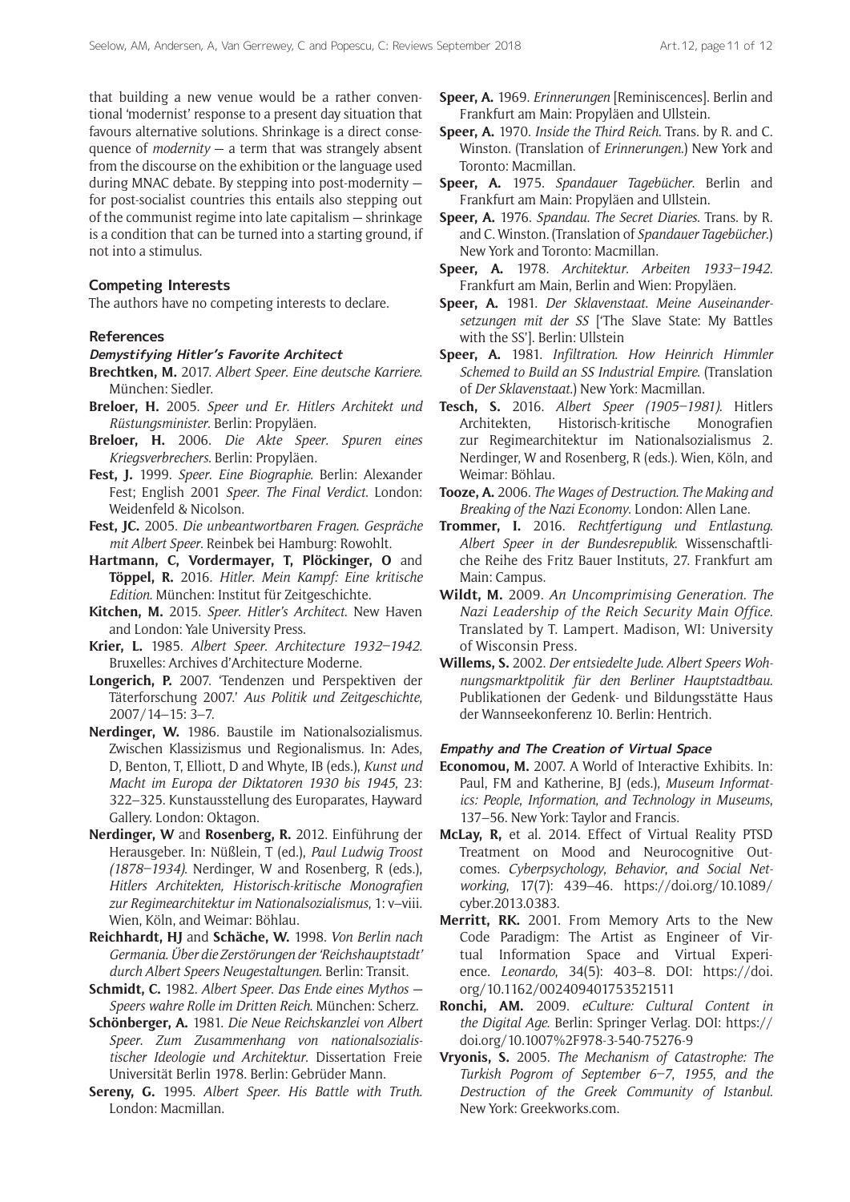that building a new venue would be a rather conventional 'modernist' response to a present day situation that favours alternative solutions. Shrinkage is a direct consequence of *modernity* — a term that was strangely absent from the discourse on the exhibition or the language used during MNAC debate. By stepping into post-modernity — for post-socialist countries this entails also stepping out of the communist regime into late capitalism — shrinkage is a condition that can be turned into a starting ground, if not into a stimulus.

## Competing Interests

The authors have no competing interests to declare.

## References

### *Demystifying Hitler's Favorite Architect*

**Brechtken, M.** 2017. *Albert Speer. Eine deutsche Karriere*. München: Siedler.

**Breloer, H.** 2005. *Speer und Er. Hitlers Architekt und Rüstungsminister*. Berlin: Propyläen.

**Breloer, H.** 2006. *Die Akte Speer. Spuren eines Kriegsverbrechers*. Berlin: Propyläen.

**Fest, J.** 1999. *Speer. Eine Biographie*. Berlin: Alexander Fest; English 2001 *Speer. The Final Verdict*. London: Weidenfeld & Nicolson.

**Fest, JC.** 2005. *Die unbeantwortbaren Fragen. Gespräche mit Albert Speer*. Reinbek bei Hamburg: Rowohlt.

**Hartmann, C, Vordermayer, T, Plöckinger, O** and **Töppel, R.** 2016. *Hitler. Mein Kampf: Eine kritische Edition*. München: Institut für Zeitgeschichte.

**Kitchen, M.** 2015. *Speer. Hitler's Architect*. New Haven and London: Yale University Press.

**Krier, L.** 1985. *Albert Speer. Architecture 1932–1942*. Bruxelles: Archives d'Architecture Moderne.

**Longerich, P.** 2007. 'Tendenzen und Perspektiven der Täterforschung 2007.' *Aus Politik und Zeitgeschichte*, 2007/14–15: 3–7.

**Nerdinger, W.** 1986. Baustile im Nationalsozialismus. Zwischen Klassizismus und Regionalismus. In: Ades, D, Benton, T, Elliott, D and Whyte, IB (eds.), *Kunst und Macht im Europa der Diktatoren 1930 bis 1945*, 23: 322–325. Kunstausstellung des Europarates, Hayward Gallery. London: Oktagon.

**Nerdinger, W** and **Rosenberg, R.** 2012. Einführung der Herausgeber. In: Nüßlein, T (ed.), *Paul Ludwig Troost (1878–1934)*. Nerdinger, W and Rosenberg, R (eds.), *Hitlers Architekten, Historisch-kritische Monografien zur Regimearchitektur im Nationalsozialismus*, 1: v–viii. Wien, Köln, and Weimar: Böhlau.

**Reichhardt, HJ** and **Schäche, W.** 1998. *Von Berlin nach Germania. Über die Zerstörungen der 'Reichshauptstadt' durch Albert Speers Neugestaltungen*. Berlin: Transit.

**Schmidt, C.** 1982. *Albert Speer. Das Ende eines Mythos — Speers wahre Rolle im Dritten Reich*. München: Scherz.

**Schönberger, A.** 1981. *Die Neue Reichskanzlei von Albert Speer. Zum Zusammenhang von nationalsozialistischer Ideologie und Architektur*. Dissertation Freie Universität Berlin 1978. Berlin: Gebrüder Mann.

**Sereny, G.** 1995. *Albert Speer. His Battle with Truth*. London: Macmillan.

**Speer, A.** 1969. *Erinnerungen* [Reminiscences]. Berlin and Frankfurt am Main: Propyläen and Ullstein.

**Speer, A.** 1970. *Inside the Third Reich*. Trans. by R. and C. Winston. (Translation of *Erinnerungen*.) New York and Toronto: Macmillan.

**Speer, A.** 1975. *Spandauer Tagebücher*. Berlin and Frankfurt am Main: Propyläen and Ullstein.

**Speer, A.** 1976. *Spandau. The Secret Diaries*. Trans. by R. and C. Winston. (Translation of *Spandauer Tagebücher*.) New York and Toronto: Macmillan.

**Speer, A.** 1978. *Architektur. Arbeiten 1933–1942*. Frankfurt am Main, Berlin and Wien: Propyläen.

**Speer, A.** 1981. *Der Sklavenstaat. Meine Auseinandersetzungen mit der SS* ['The Slave State: My Battles with the SS']. Berlin: Ullstein

**Speer, A.** 1981. *Infiltration. How Heinrich Himmler Schemed to Build an SS Industrial Empire*. (Translation of *Der Sklavenstaat*.) New York: Macmillan.

**Tesch, S.** 2016. *Albert Speer (1905–1981)*. Hitlers Architekten, Historisch-kritische Monografien zur Regimearchitektur im Nationalsozialismus 2. Nerdinger, W and Rosenberg, R (eds.). Wien, Köln, and Weimar: Böhlau.

**Tooze, A.** 2006. *The Wages of Destruction. The Making and Breaking of the Nazi Economy*. London: Allen Lane.

**Trommer, I.** 2016. *Rechtfertigung und Entlastung. Albert Speer in der Bundesrepublik*. Wissenschaftliche Reihe des Fritz Bauer Instituts, 27. Frankfurt am Main: Campus.

**Wildt, M.** 2009. *An Uncomprimising Generation. The Nazi Leadership of the Reich Security Main Office*. Translated by T. Lampert. Madison, WI: University of Wisconsin Press.

**Willems, S.** 2002. *Der entsiedelte Jude. Albert Speers Wohnungsmarktpolitik für den Berliner Hauptstadtbau*. Publikationen der Gedenk- und Bildungsstätte Haus der Wannseekonferenz 10. Berlin: Hentrich.

### *Empathy and The Creation of Virtual Space*

**Economou, M.** 2007. A World of Interactive Exhibits. In: Paul, FM and Katherine, BJ (eds.), *Museum Informatics: People, Information, and Technology in Museums*, 137–56. New York: Taylor and Francis.

**McLay, R,** et al. 2014. Effect of Virtual Reality PTSD Treatment on Mood and Neurocognitive Outcomes. *Cyberpsychology, Behavior, and Social Networking*, 17(7): 439–46. https://doi.org/10.1089/cyber.2013.0383.

**Merritt, RK.** 2001. From Memory Arts to the New Code Paradigm: The Artist as Engineer of Virtual Information Space and Virtual Experience. *Leonardo*, 34(5): 403–8. DOI: https://doi.org/10.1162/002409401753521511

**Ronchi, AM.** 2009. *eCulture: Cultural Content in the Digital Age*. Berlin: Springer Verlag. DOI: https://doi.org/10.1007%2F978-3-540-75276-9

**Vryonis, S.** 2005. *The Mechanism of Catastrophe: The Turkish Pogrom of September 6–7, 1955, and the Destruction of the Greek Community of Istanbul*. New York: Greekworks.com.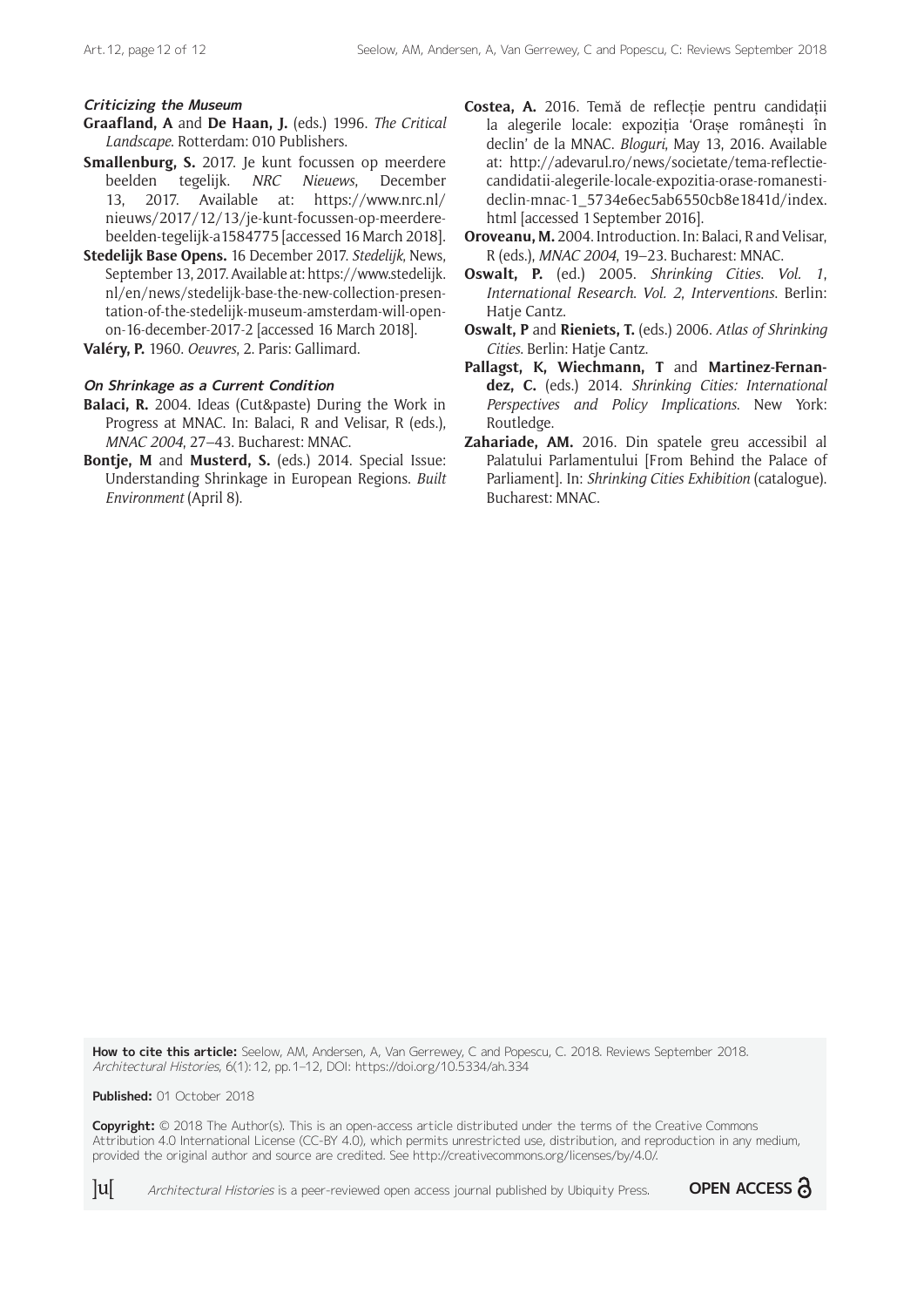#### *Criticizing the Museum*

**Graafland, A** and **De Haan, J.** (eds.) 1996. *The Critical Landscape*. Rotterdam: 010 Publishers.

**Smallenburg, S.** 2017. Je kunt focussen op meerdere beelden tegelijk. *NRC Nieuews*, December 13, 2017. Available at: https://www.nrc.nl/nieuws/2017/12/13/je-kunt-focussen-op-meerdere-beelden-tegelijk-a1584775 [accessed 16 March 2018].

**Stedelijk Base Opens.** 16 December 2017. *Stedelijk*, News, September 13, 2017. Available at: https://www.stedelijk.nl/en/news/stedelijk-base-the-new-collection-presentation-of-the-stedelijk-museum-amsterdam-will-open-on-16-december-2017-2 [accessed 16 March 2018].

**Valéry, P.** 1960. *Oeuvres*, 2. Paris: Gallimard.

#### *On Shrinkage as a Current Condition*

**Balaci, R.** 2004. Ideas (Cut&paste) During the Work in Progress at MNAC. In: Balaci, R and Velisar, R (eds.), *MNAC 2004*, 27–43. Bucharest: MNAC.

**Bontje, M** and **Musterd, S.** (eds.) 2014. Special Issue: Understanding Shrinkage in European Regions. *Built Environment* (April 8).

**Costea, A.** 2016. Temă de reflecție pentru candidații la alegerile locale: expoziția 'Orașe românești în declin' de la MNAC. *Bloguri*, May 13, 2016. Available at: http://adevarul.ro/news/societate/tema-reflectie-candidatii-alegerile-locale-expozitia-orase-romanesti-declin-mnac-1_5734e6ec5ab6550cb8e1841d/index.html [accessed 1 September 2016].

**Oroveanu, M.** 2004. Introduction. In: Balaci, R and Velisar, R (eds.), *MNAC 2004*, 19–23. Bucharest: MNAC.

**Oswalt, P.** (ed.) 2005. *Shrinking Cities. Vol. 1, International Research. Vol. 2, Interventions*. Berlin: Hatje Cantz.

**Oswalt, P** and **Rieniets, T.** (eds.) 2006. *Atlas of Shrinking Cities*. Berlin: Hatje Cantz.

**Pallagst, K, Wiechmann, T** and **Martinez-Fernandez, C.** (eds.) 2014. *Shrinking Cities: International Perspectives and Policy Implications*. New York: Routledge.

**Zahariade, AM.** 2016. Din spatele greu accessibil al Palatului Parlamentului [From Behind the Palace of Parliament]. In: *Shrinking Cities Exhibition* (catalogue). Bucharest: MNAC.

**How to cite this article:** Seelow, AM, Andersen, A, Van Gerrewey, C and Popescu, C. 2018. Reviews September 2018. *Architectural Histories*, 6(1): 12, pp. 1–12, DOI: https://doi.org/10.5334/ah.334

**Published:** 01 October 2018

**Copyright:** © 2018 The Author(s). This is an open-access article distributed under the terms of the Creative Commons Attribution 4.0 International License (CC-BY 4.0), which permits unrestricted use, distribution, and reproduction in any medium, provided the original author and source are credited. See http://creativecommons.org/licenses/by/4.0/.

*Architectural Histories* is a peer-reviewed open access journal published by Ubiquity Press. **OPEN ACCESS**